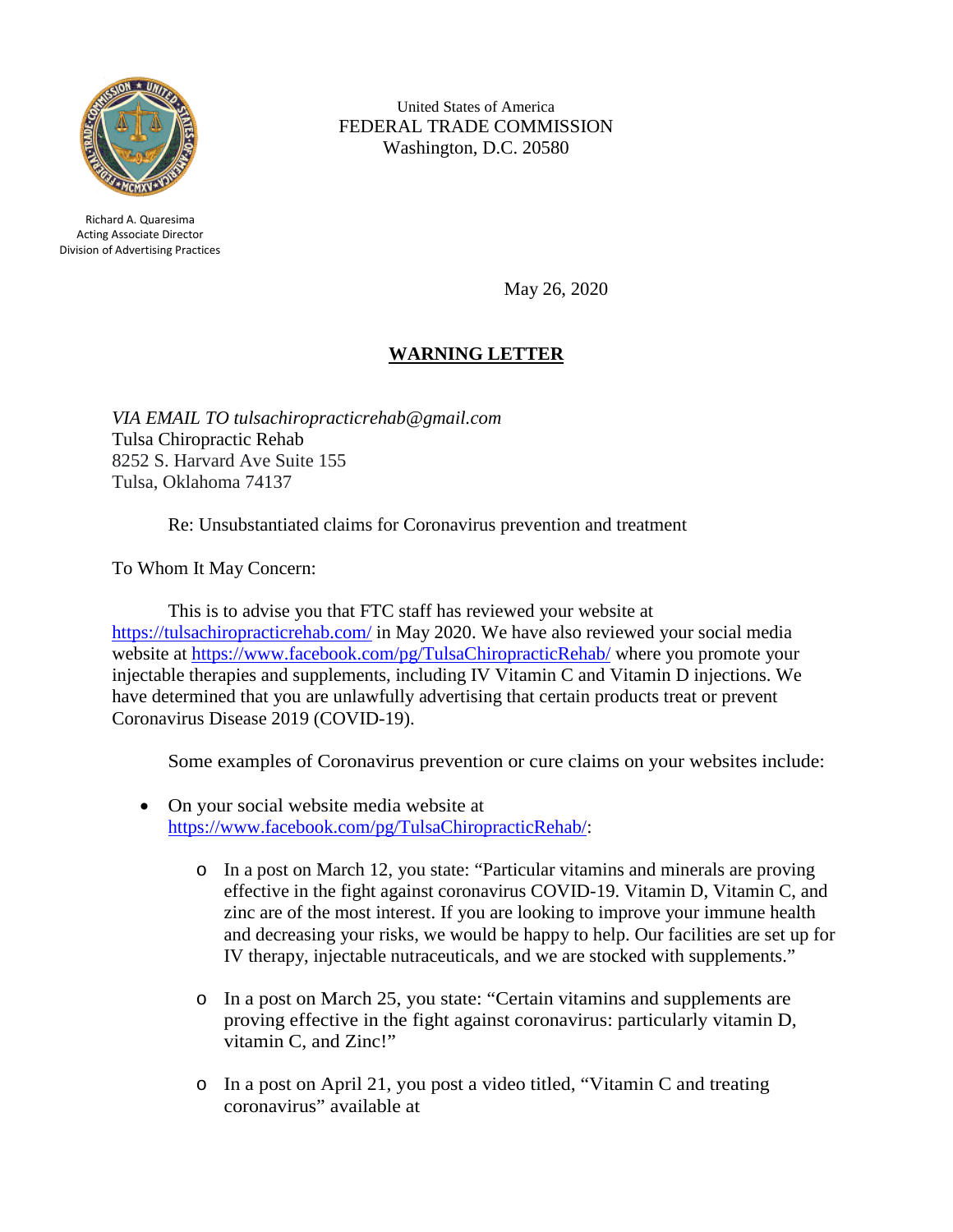Richard A. Quaresima
Acting Associate Director
Division of Advertising Practices

United States of America
FEDERAL TRADE COMMISSION
Washington, D.C. 20580

May 26, 2020

# WARNING LETTER

*VIA EMAIL TO tulsachiropracticrehab@gmail.com*
Tulsa Chiropractic Rehab
8252 S. Harvard Ave Suite 155
Tulsa, Oklahoma 74137

Re: Unsubstantiated claims for Coronavirus prevention and treatment

To Whom It May Concern:

This is to advise you that FTC staff has reviewed your website at https://tulsachiropracticrehab.com/ in May 2020. We have also reviewed your social media website at https://www.facebook.com/pg/TulsaChiropracticRehab/ where you promote your injectable therapies and supplements, including IV Vitamin C and Vitamin D injections. We have determined that you are unlawfully advertising that certain products treat or prevent Coronavirus Disease 2019 (COVID-19).

Some examples of Coronavirus prevention or cure claims on your websites include:

- On your social website media website at https://www.facebook.com/pg/TulsaChiropracticRehab/:
  - In a post on March 12, you state: "Particular vitamins and minerals are proving effective in the fight against coronavirus COVID-19. Vitamin D, Vitamin C, and zinc are of the most interest. If you are looking to improve your immune health and decreasing your risks, we would be happy to help. Our facilities are set up for IV therapy, injectable nutraceuticals, and we are stocked with supplements."
  - In a post on March 25, you state: "Certain vitamins and supplements are proving effective in the fight against coronavirus: particularly vitamin D, vitamin C, and Zinc!"
  - In a post on April 21, you post a video titled, "Vitamin C and treating coronavirus" available at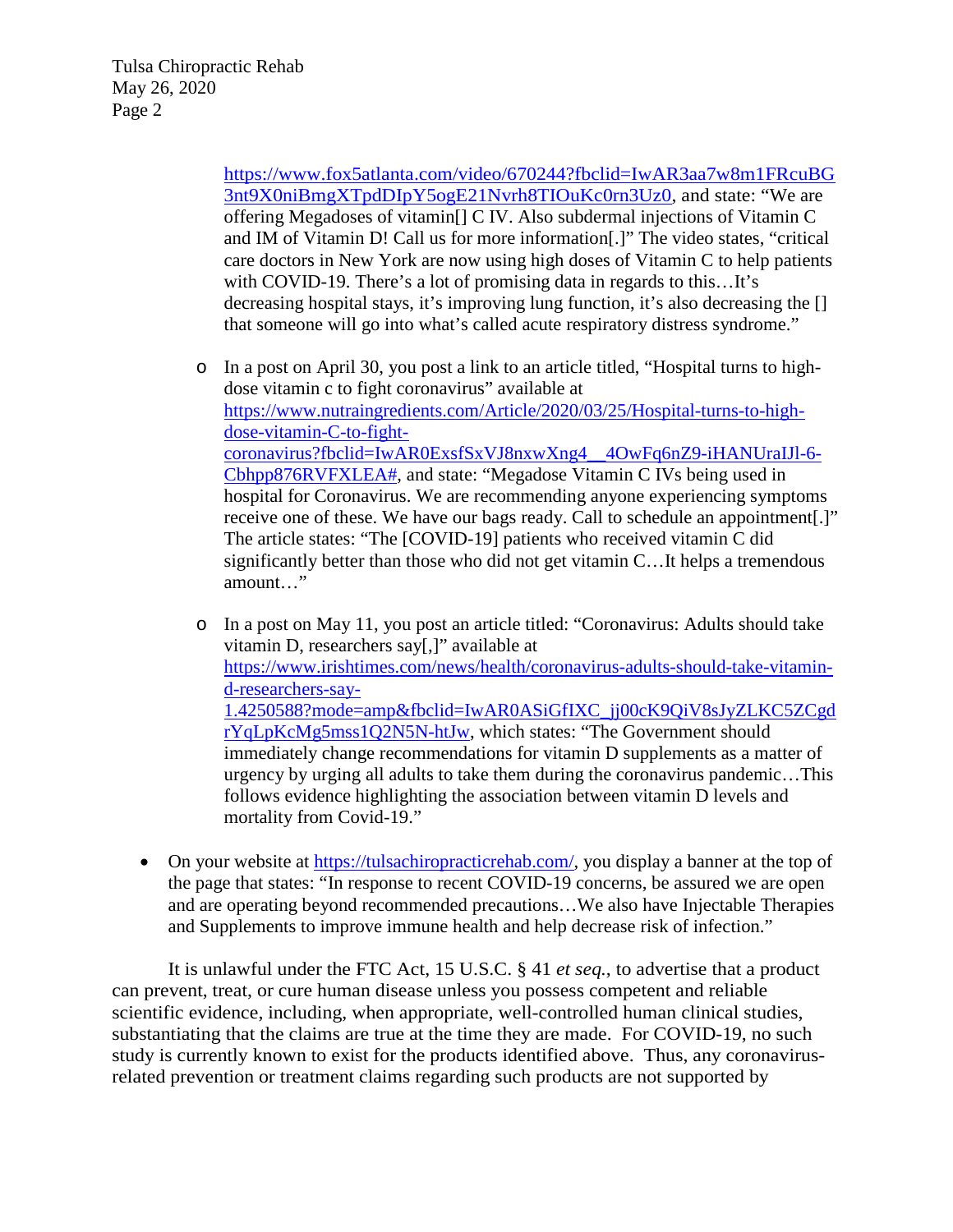https://www.fox5atlanta.com/video/670244?fbclid=IwAR3aa7w8m1FRcuBG3nt9X0niBmgXTpdDIpY5ogE21Nvrh8TIOuKc0rn3Uz0, and state: "We are offering Megadoses of vitamin[] C IV. Also subdermal injections of Vitamin C and IM of Vitamin D! Call us for more information[.]" The video states, "critical care doctors in New York are now using high doses of Vitamin C to help patients with COVID-19. There's a lot of promising data in regards to this…It's decreasing hospital stays, it's improving lung function, it's also decreasing the [] that someone will go into what's called acute respiratory distress syndrome."

  - In a post on April 30, you post a link to an article titled, "Hospital turns to high-dose vitamin c to fight coronavirus" available at https://www.nutraingredients.com/Article/2020/03/25/Hospital-turns-to-high-dose-vitamin-C-to-fight-coronavirus?fbclid=IwAR0ExsfSxVJ8nxwXng4__4OwFq6nZ9-iHANUraIJl-6-Cbhpp876RVFXLEA#, and state: "Megadose Vitamin C IVs being used in hospital for Coronavirus. We are recommending anyone experiencing symptoms receive one of these. We have our bags ready. Call to schedule an appointment[.]" The article states: "The [COVID-19] patients who received vitamin C did significantly better than those who did not get vitamin C…It helps a tremendous amount…"

  - In a post on May 11, you post an article titled: "Coronavirus: Adults should take vitamin D, researchers say[,]" available at https://www.irishtimes.com/news/health/coronavirus-adults-should-take-vitamin-d-researchers-say-1.4250588?mode=amp&fbclid=IwAR0ASiGfIXC_jj00cK9QiV8sJyZLKC5ZCgdrYqLpKcMg5mss1Q2N5N-htJw, which states: "The Government should immediately change recommendations for vitamin D supplements as a matter of urgency by urging all adults to take them during the coronavirus pandemic…This follows evidence highlighting the association between vitamin D levels and mortality from Covid-19."

- On your website at https://tulsachiropracticrehab.com/, you display a banner at the top of the page that states: "In response to recent COVID-19 concerns, be assured we are open and are operating beyond recommended precautions…We also have Injectable Therapies and Supplements to improve immune health and help decrease risk of infection."

It is unlawful under the FTC Act, 15 U.S.C. § 41 *et seq.*, to advertise that a product can prevent, treat, or cure human disease unless you possess competent and reliable scientific evidence, including, when appropriate, well-controlled human clinical studies, substantiating that the claims are true at the time they are made. For COVID-19, no such study is currently known to exist for the products identified above. Thus, any coronavirus-related prevention or treatment claims regarding such products are not supported by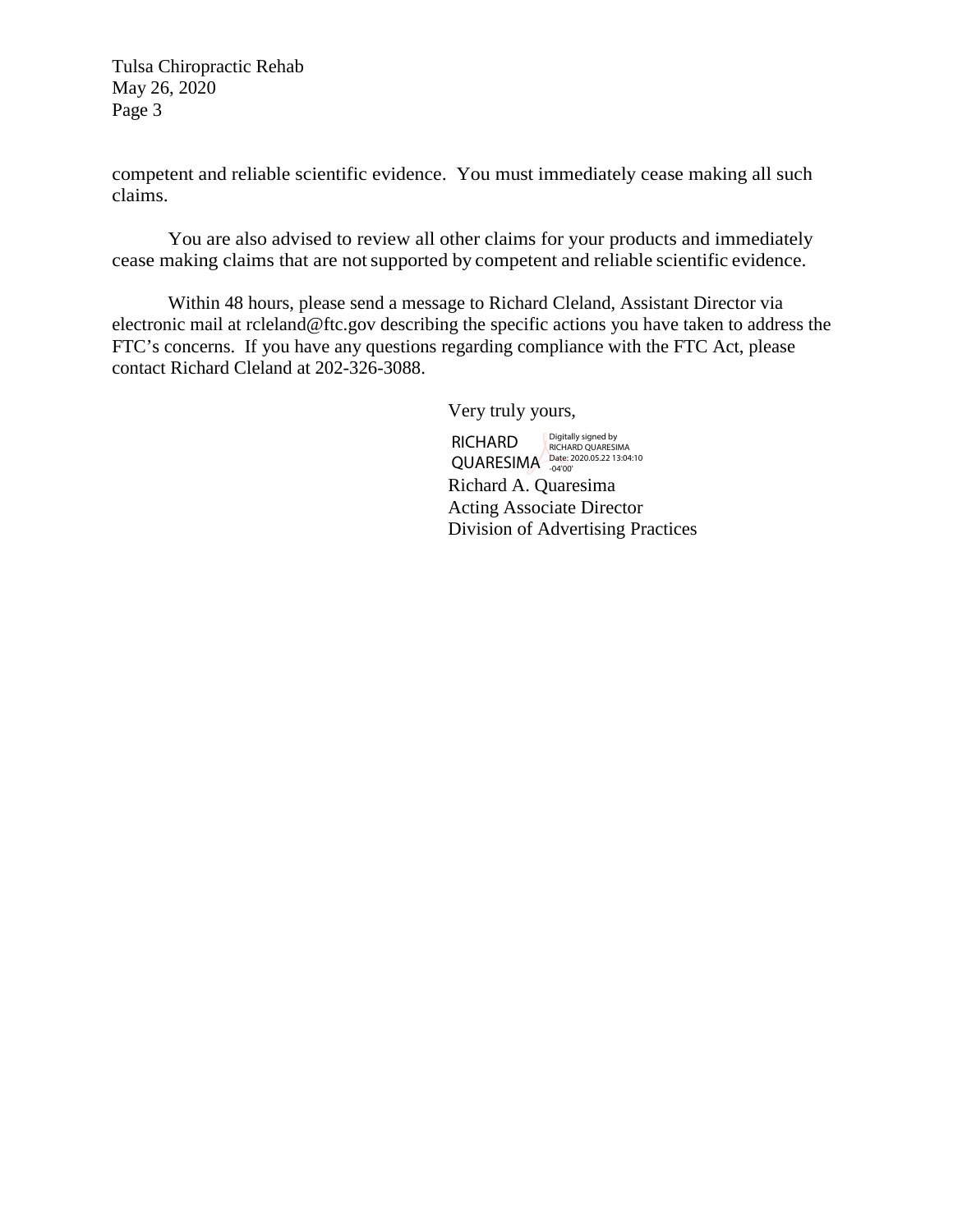competent and reliable scientific evidence. You must immediately cease making all such claims.

You are also advised to review all other claims for your products and immediately cease making claims that are not supported by competent and reliable scientific evidence.

Within 48 hours, please send a message to Richard Cleland, Assistant Director via electronic mail at rcleland@ftc.gov describing the specific actions you have taken to address the FTC's concerns. If you have any questions regarding compliance with the FTC Act, please contact Richard Cleland at 202-326-3088.

Very truly yours,

RICHARD QUARESIMA

Digitally signed by RICHARD QUARESIMA
Date: 2020.05.22 13:04:10 -04'00'

Richard A. Quaresima
Acting Associate Director
Division of Advertising Practices